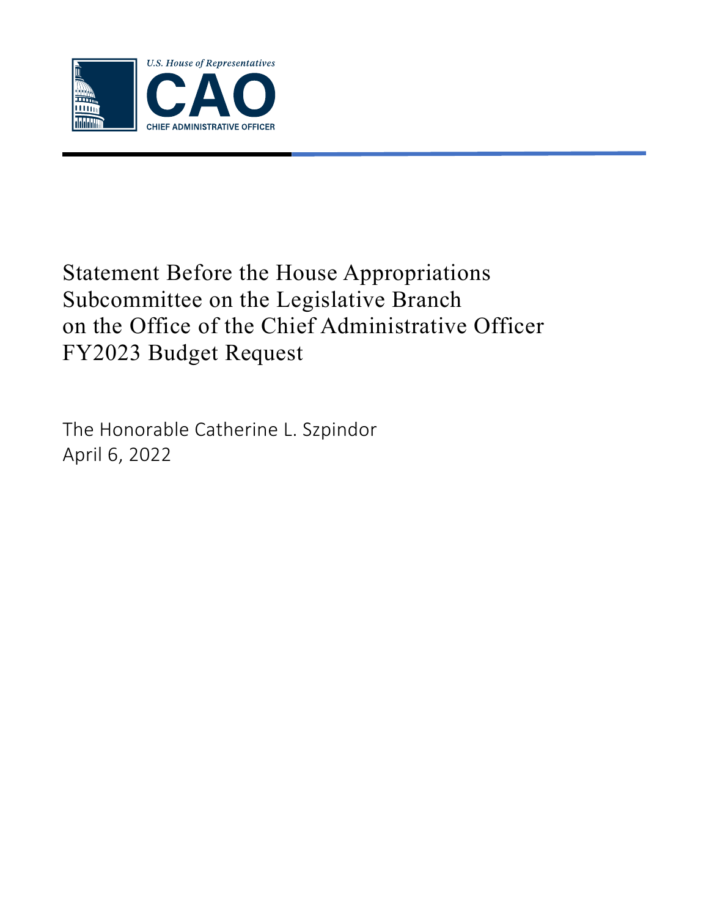U.S. House of Representatives

CAO

CHIEF ADMINISTRATIVE OFFICER

# Statement Before the House Appropriations Subcommittee on the Legislative Branch on the Office of the Chief Administrative Officer FY2023 Budget Request

The Honorable Catherine L. Szpindor
April 6, 2022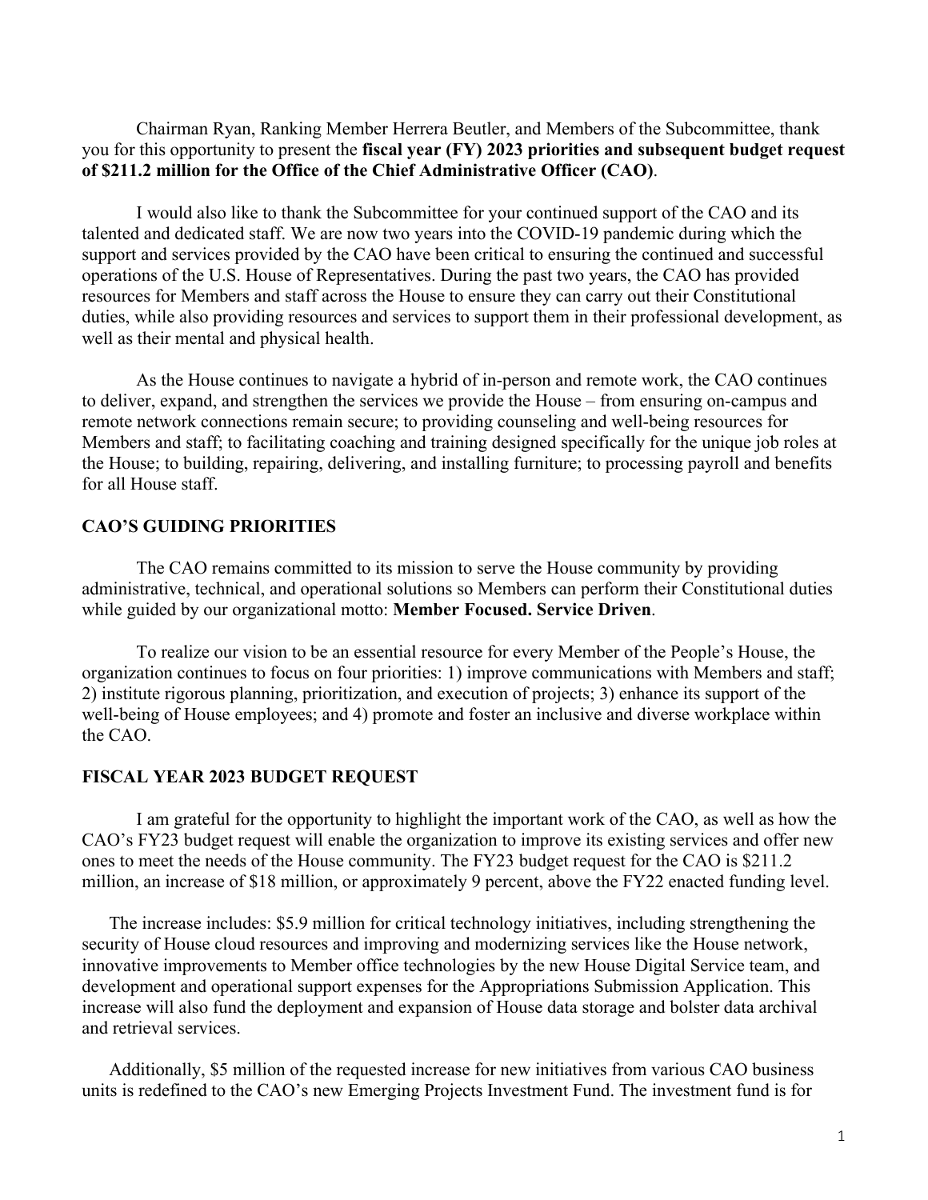Chairman Ryan, Ranking Member Herrera Beutler, and Members of the Subcommittee, thank you for this opportunity to present the **fiscal year (FY) 2023 priorities and subsequent budget request of $211.2 million for the Office of the Chief Administrative Officer (CAO)**.

I would also like to thank the Subcommittee for your continued support of the CAO and its talented and dedicated staff. We are now two years into the COVID-19 pandemic during which the support and services provided by the CAO have been critical to ensuring the continued and successful operations of the U.S. House of Representatives. During the past two years, the CAO has provided resources for Members and staff across the House to ensure they can carry out their Constitutional duties, while also providing resources and services to support them in their professional development, as well as their mental and physical health.

As the House continues to navigate a hybrid of in-person and remote work, the CAO continues to deliver, expand, and strengthen the services we provide the House – from ensuring on-campus and remote network connections remain secure; to providing counseling and well-being resources for Members and staff; to facilitating coaching and training designed specifically for the unique job roles at the House; to building, repairing, delivering, and installing furniture; to processing payroll and benefits for all House staff.

## CAO'S GUIDING PRIORITIES

The CAO remains committed to its mission to serve the House community by providing administrative, technical, and operational solutions so Members can perform their Constitutional duties while guided by our organizational motto: **Member Focused. Service Driven**.

To realize our vision to be an essential resource for every Member of the People's House, the organization continues to focus on four priorities: 1) improve communications with Members and staff; 2) institute rigorous planning, prioritization, and execution of projects; 3) enhance its support of the well-being of House employees; and 4) promote and foster an inclusive and diverse workplace within the CAO.

## FISCAL YEAR 2023 BUDGET REQUEST

I am grateful for the opportunity to highlight the important work of the CAO, as well as how the CAO's FY23 budget request will enable the organization to improve its existing services and offer new ones to meet the needs of the House community. The FY23 budget request for the CAO is $211.2 million, an increase of $18 million, or approximately 9 percent, above the FY22 enacted funding level.

The increase includes: $5.9 million for critical technology initiatives, including strengthening the security of House cloud resources and improving and modernizing services like the House network, innovative improvements to Member office technologies by the new House Digital Service team, and development and operational support expenses for the Appropriations Submission Application. This increase will also fund the deployment and expansion of House data storage and bolster data archival and retrieval services.

Additionally, $5 million of the requested increase for new initiatives from various CAO business units is redefined to the CAO's new Emerging Projects Investment Fund. The investment fund is for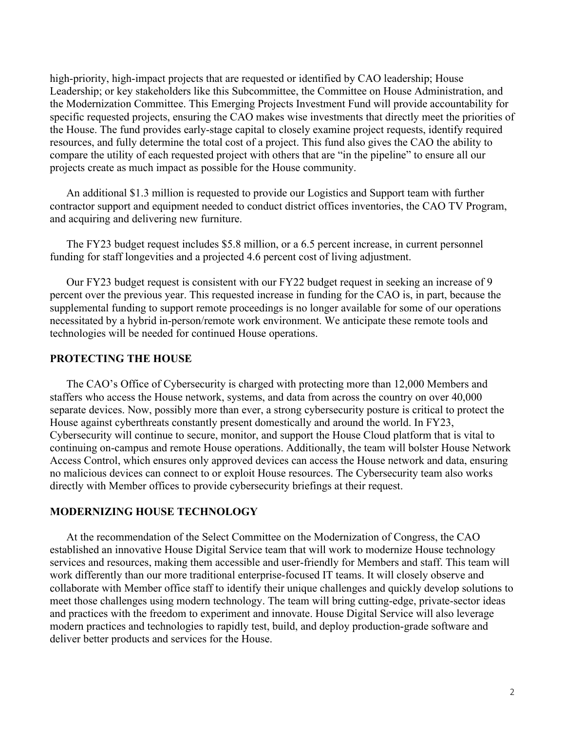high-priority, high-impact projects that are requested or identified by CAO leadership; House Leadership; or key stakeholders like this Subcommittee, the Committee on House Administration, and the Modernization Committee. This Emerging Projects Investment Fund will provide accountability for specific requested projects, ensuring the CAO makes wise investments that directly meet the priorities of the House. The fund provides early-stage capital to closely examine project requests, identify required resources, and fully determine the total cost of a project. This fund also gives the CAO the ability to compare the utility of each requested project with others that are "in the pipeline" to ensure all our projects create as much impact as possible for the House community.

An additional $1.3 million is requested to provide our Logistics and Support team with further contractor support and equipment needed to conduct district offices inventories, the CAO TV Program, and acquiring and delivering new furniture.

The FY23 budget request includes $5.8 million, or a 6.5 percent increase, in current personnel funding for staff longevities and a projected 4.6 percent cost of living adjustment.

Our FY23 budget request is consistent with our FY22 budget request in seeking an increase of 9 percent over the previous year. This requested increase in funding for the CAO is, in part, because the supplemental funding to support remote proceedings is no longer available for some of our operations necessitated by a hybrid in-person/remote work environment. We anticipate these remote tools and technologies will be needed for continued House operations.

## PROTECTING THE HOUSE

The CAO's Office of Cybersecurity is charged with protecting more than 12,000 Members and staffers who access the House network, systems, and data from across the country on over 40,000 separate devices. Now, possibly more than ever, a strong cybersecurity posture is critical to protect the House against cyberthreats constantly present domestically and around the world. In FY23, Cybersecurity will continue to secure, monitor, and support the House Cloud platform that is vital to continuing on-campus and remote House operations. Additionally, the team will bolster House Network Access Control, which ensures only approved devices can access the House network and data, ensuring no malicious devices can connect to or exploit House resources. The Cybersecurity team also works directly with Member offices to provide cybersecurity briefings at their request.

## MODERNIZING HOUSE TECHNOLOGY

At the recommendation of the Select Committee on the Modernization of Congress, the CAO established an innovative House Digital Service team that will work to modernize House technology services and resources, making them accessible and user-friendly for Members and staff. This team will work differently than our more traditional enterprise-focused IT teams. It will closely observe and collaborate with Member office staff to identify their unique challenges and quickly develop solutions to meet those challenges using modern technology. The team will bring cutting-edge, private-sector ideas and practices with the freedom to experiment and innovate. House Digital Service will also leverage modern practices and technologies to rapidly test, build, and deploy production-grade software and deliver better products and services for the House.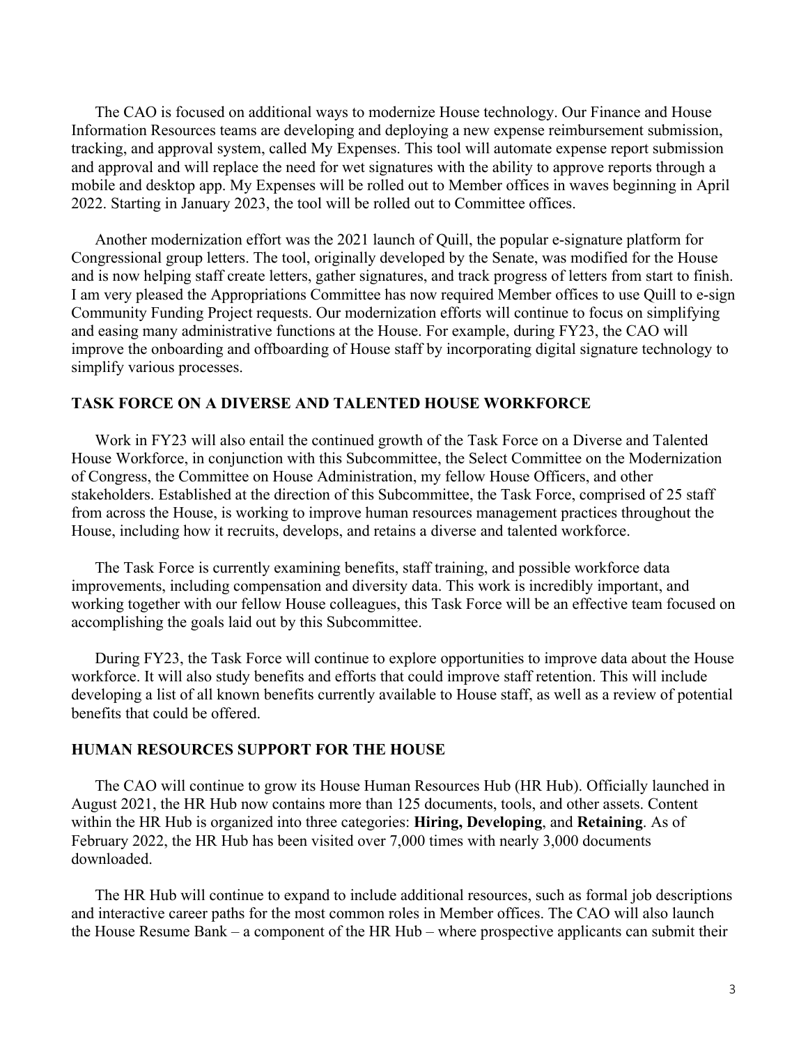The CAO is focused on additional ways to modernize House technology. Our Finance and House Information Resources teams are developing and deploying a new expense reimbursement submission, tracking, and approval system, called My Expenses. This tool will automate expense report submission and approval and will replace the need for wet signatures with the ability to approve reports through a mobile and desktop app. My Expenses will be rolled out to Member offices in waves beginning in April 2022. Starting in January 2023, the tool will be rolled out to Committee offices.

Another modernization effort was the 2021 launch of Quill, the popular e-signature platform for Congressional group letters. The tool, originally developed by the Senate, was modified for the House and is now helping staff create letters, gather signatures, and track progress of letters from start to finish. I am very pleased the Appropriations Committee has now required Member offices to use Quill to e-sign Community Funding Project requests. Our modernization efforts will continue to focus on simplifying and easing many administrative functions at the House. For example, during FY23, the CAO will improve the onboarding and offboarding of House staff by incorporating digital signature technology to simplify various processes.

## TASK FORCE ON A DIVERSE AND TALENTED HOUSE WORKFORCE

Work in FY23 will also entail the continued growth of the Task Force on a Diverse and Talented House Workforce, in conjunction with this Subcommittee, the Select Committee on the Modernization of Congress, the Committee on House Administration, my fellow House Officers, and other stakeholders. Established at the direction of this Subcommittee, the Task Force, comprised of 25 staff from across the House, is working to improve human resources management practices throughout the House, including how it recruits, develops, and retains a diverse and talented workforce.

The Task Force is currently examining benefits, staff training, and possible workforce data improvements, including compensation and diversity data. This work is incredibly important, and working together with our fellow House colleagues, this Task Force will be an effective team focused on accomplishing the goals laid out by this Subcommittee.

During FY23, the Task Force will continue to explore opportunities to improve data about the House workforce. It will also study benefits and efforts that could improve staff retention. This will include developing a list of all known benefits currently available to House staff, as well as a review of potential benefits that could be offered.

## HUMAN RESOURCES SUPPORT FOR THE HOUSE

The CAO will continue to grow its House Human Resources Hub (HR Hub). Officially launched in August 2021, the HR Hub now contains more than 125 documents, tools, and other assets. Content within the HR Hub is organized into three categories: **Hiring, Developing**, and **Retaining**. As of February 2022, the HR Hub has been visited over 7,000 times with nearly 3,000 documents downloaded.

The HR Hub will continue to expand to include additional resources, such as formal job descriptions and interactive career paths for the most common roles in Member offices. The CAO will also launch the House Resume Bank – a component of the HR Hub – where prospective applicants can submit their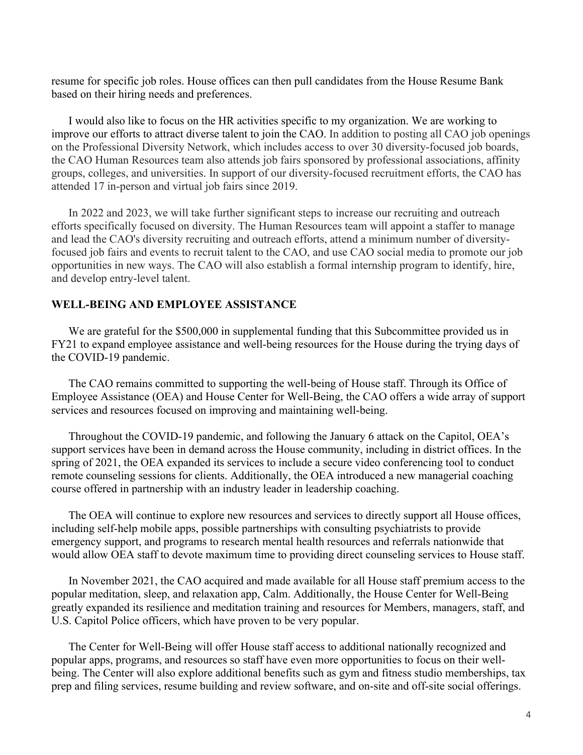resume for specific job roles. House offices can then pull candidates from the House Resume Bank based on their hiring needs and preferences.

I would also like to focus on the HR activities specific to my organization. We are working to improve our efforts to attract diverse talent to join the CAO. In addition to posting all CAO job openings on the Professional Diversity Network, which includes access to over 30 diversity-focused job boards, the CAO Human Resources team also attends job fairs sponsored by professional associations, affinity groups, colleges, and universities. In support of our diversity-focused recruitment efforts, the CAO has attended 17 in-person and virtual job fairs since 2019.

In 2022 and 2023, we will take further significant steps to increase our recruiting and outreach efforts specifically focused on diversity. The Human Resources team will appoint a staffer to manage and lead the CAO's diversity recruiting and outreach efforts, attend a minimum number of diversity-focused job fairs and events to recruit talent to the CAO, and use CAO social media to promote our job opportunities in new ways. The CAO will also establish a formal internship program to identify, hire, and develop entry-level talent.

## WELL-BEING AND EMPLOYEE ASSISTANCE

We are grateful for the $500,000 in supplemental funding that this Subcommittee provided us in FY21 to expand employee assistance and well-being resources for the House during the trying days of the COVID-19 pandemic.

The CAO remains committed to supporting the well-being of House staff. Through its Office of Employee Assistance (OEA) and House Center for Well-Being, the CAO offers a wide array of support services and resources focused on improving and maintaining well-being.

Throughout the COVID-19 pandemic, and following the January 6 attack on the Capitol, OEA's support services have been in demand across the House community, including in district offices. In the spring of 2021, the OEA expanded its services to include a secure video conferencing tool to conduct remote counseling sessions for clients. Additionally, the OEA introduced a new managerial coaching course offered in partnership with an industry leader in leadership coaching.

The OEA will continue to explore new resources and services to directly support all House offices, including self-help mobile apps, possible partnerships with consulting psychiatrists to provide emergency support, and programs to research mental health resources and referrals nationwide that would allow OEA staff to devote maximum time to providing direct counseling services to House staff.

In November 2021, the CAO acquired and made available for all House staff premium access to the popular meditation, sleep, and relaxation app, Calm. Additionally, the House Center for Well-Being greatly expanded its resilience and meditation training and resources for Members, managers, staff, and U.S. Capitol Police officers, which have proven to be very popular.

The Center for Well-Being will offer House staff access to additional nationally recognized and popular apps, programs, and resources so staff have even more opportunities to focus on their well-being. The Center will also explore additional benefits such as gym and fitness studio memberships, tax prep and filing services, resume building and review software, and on-site and off-site social offerings.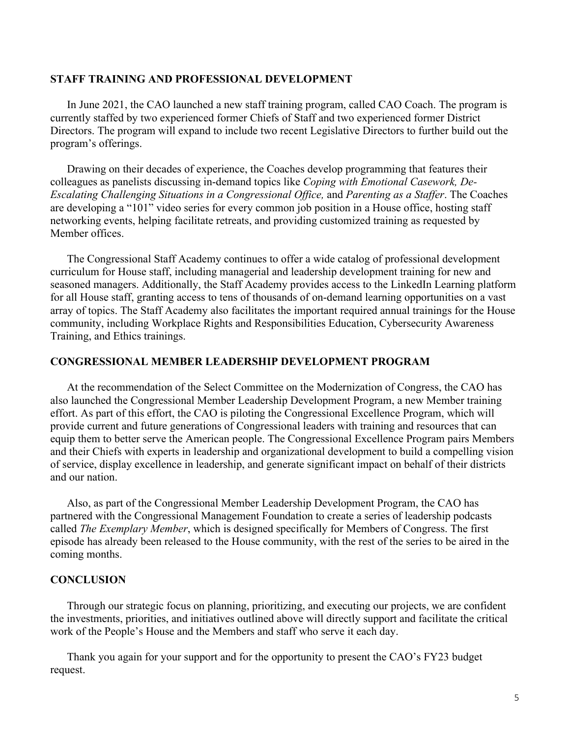## STAFF TRAINING AND PROFESSIONAL DEVELOPMENT

In June 2021, the CAO launched a new staff training program, called CAO Coach. The program is currently staffed by two experienced former Chiefs of Staff and two experienced former District Directors. The program will expand to include two recent Legislative Directors to further build out the program's offerings.

Drawing on their decades of experience, the Coaches develop programming that features their colleagues as panelists discussing in-demand topics like *Coping with Emotional Casework, De-Escalating Challenging Situations in a Congressional Office,* and *Parenting as a Staffer*. The Coaches are developing a "101" video series for every common job position in a House office, hosting staff networking events, helping facilitate retreats, and providing customized training as requested by Member offices.

The Congressional Staff Academy continues to offer a wide catalog of professional development curriculum for House staff, including managerial and leadership development training for new and seasoned managers. Additionally, the Staff Academy provides access to the LinkedIn Learning platform for all House staff, granting access to tens of thousands of on-demand learning opportunities on a vast array of topics. The Staff Academy also facilitates the important required annual trainings for the House community, including Workplace Rights and Responsibilities Education, Cybersecurity Awareness Training, and Ethics trainings.

## CONGRESSIONAL MEMBER LEADERSHIP DEVELOPMENT PROGRAM

At the recommendation of the Select Committee on the Modernization of Congress, the CAO has also launched the Congressional Member Leadership Development Program, a new Member training effort. As part of this effort, the CAO is piloting the Congressional Excellence Program, which will provide current and future generations of Congressional leaders with training and resources that can equip them to better serve the American people. The Congressional Excellence Program pairs Members and their Chiefs with experts in leadership and organizational development to build a compelling vision of service, display excellence in leadership, and generate significant impact on behalf of their districts and our nation.

Also, as part of the Congressional Member Leadership Development Program, the CAO has partnered with the Congressional Management Foundation to create a series of leadership podcasts called *The Exemplary Member*, which is designed specifically for Members of Congress. The first episode has already been released to the House community, with the rest of the series to be aired in the coming months.

## CONCLUSION

Through our strategic focus on planning, prioritizing, and executing our projects, we are confident the investments, priorities, and initiatives outlined above will directly support and facilitate the critical work of the People's House and the Members and staff who serve it each day.

Thank you again for your support and for the opportunity to present the CAO's FY23 budget request.